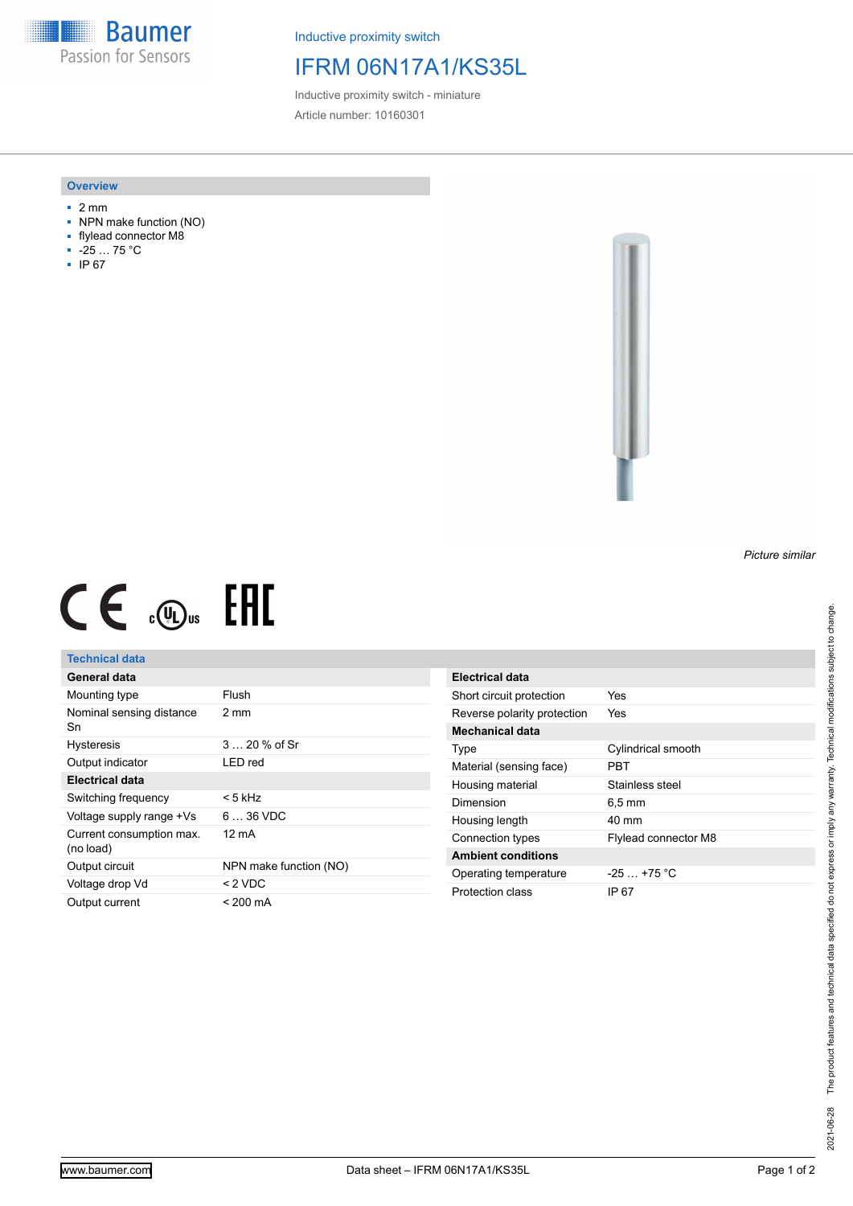Baumer
Passion for Sensors

Inductive proximity switch

# IFRM 06N17A1/KS35L

Inductive proximity switch - miniature

Article number: 10160301

## Overview

- 2 mm
- NPN make function (NO)
- flylead connector M8
- -25 … 75 °C
- IP 67

*Picture similar*

## Technical data

| General data | |
|---|---|
| Mounting type | Flush |
| Nominal sensing distance Sn | 2 mm |
| Hysteresis | 3 … 20 % of Sr |
| Output indicator | LED red |
| **Electrical data** | |
| Switching frequency | < 5 kHz |
| Voltage supply range +Vs | 6 … 36 VDC |
| Current consumption max. (no load) | 12 mA |
| Output circuit | NPN make function (NO) |
| Voltage drop Vd | < 2 VDC |
| Output current | < 200 mA |

| Electrical data | |
|---|---|
| Short circuit protection | Yes |
| Reverse polarity protection | Yes |
| **Mechanical data** | |
| Type | Cylindrical smooth |
| Material (sensing face) | PBT |
| Housing material | Stainless steel |
| Dimension | 6,5 mm |
| Housing length | 40 mm |
| Connection types | Flylead connector M8 |
| **Ambient conditions** | |
| Operating temperature | -25 … +75 °C |
| Protection class | IP 67 |

2021-06-28 The product features and technical data specified do not express or imply any warranty. Technical modifications subject to change.

www.baumer.com Data sheet – IFRM 06N17A1/KS35L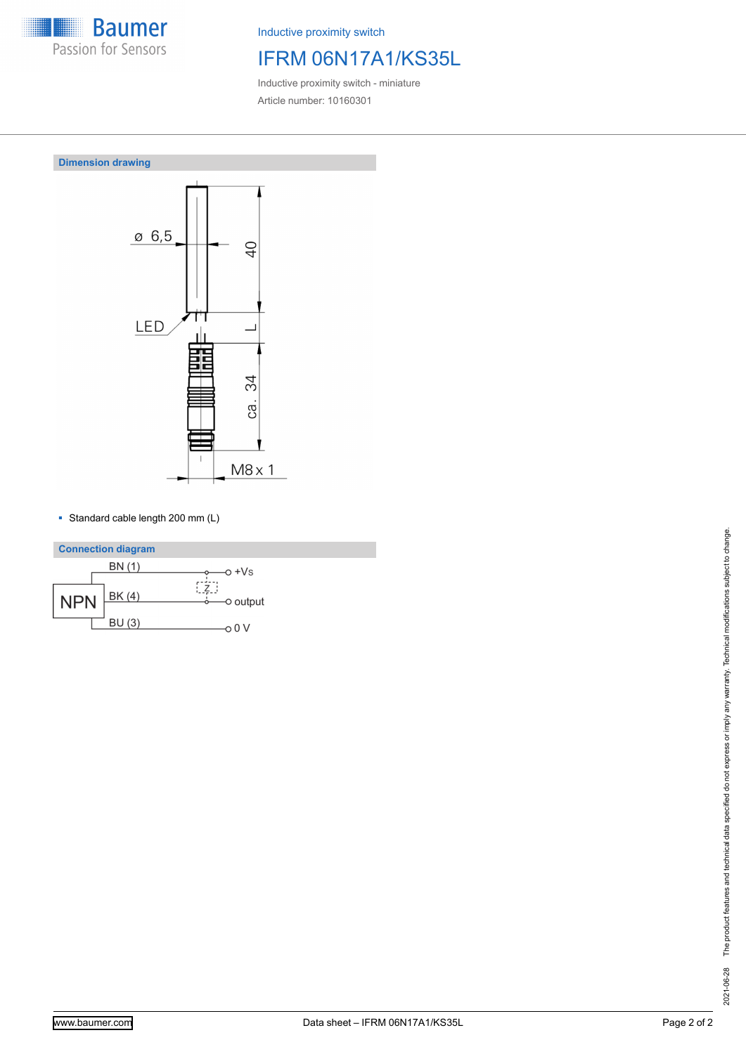Inductive proximity switch

# IFRM 06N17A1/KS35L

Inductive proximity switch - miniature

Article number: 10160301

## Dimension drawing

ø 6,5

40

LED

L

ca. 34

M8 x 1

- Standard cable length 200 mm (L)

## Connection diagram

NPN

BN (1)

BK (4)

BU (3)

Z

+Vs

output

0 V

The product features and technical data specified do not express or imply any warranty. Technical modifications subject to change.

2021-06-28